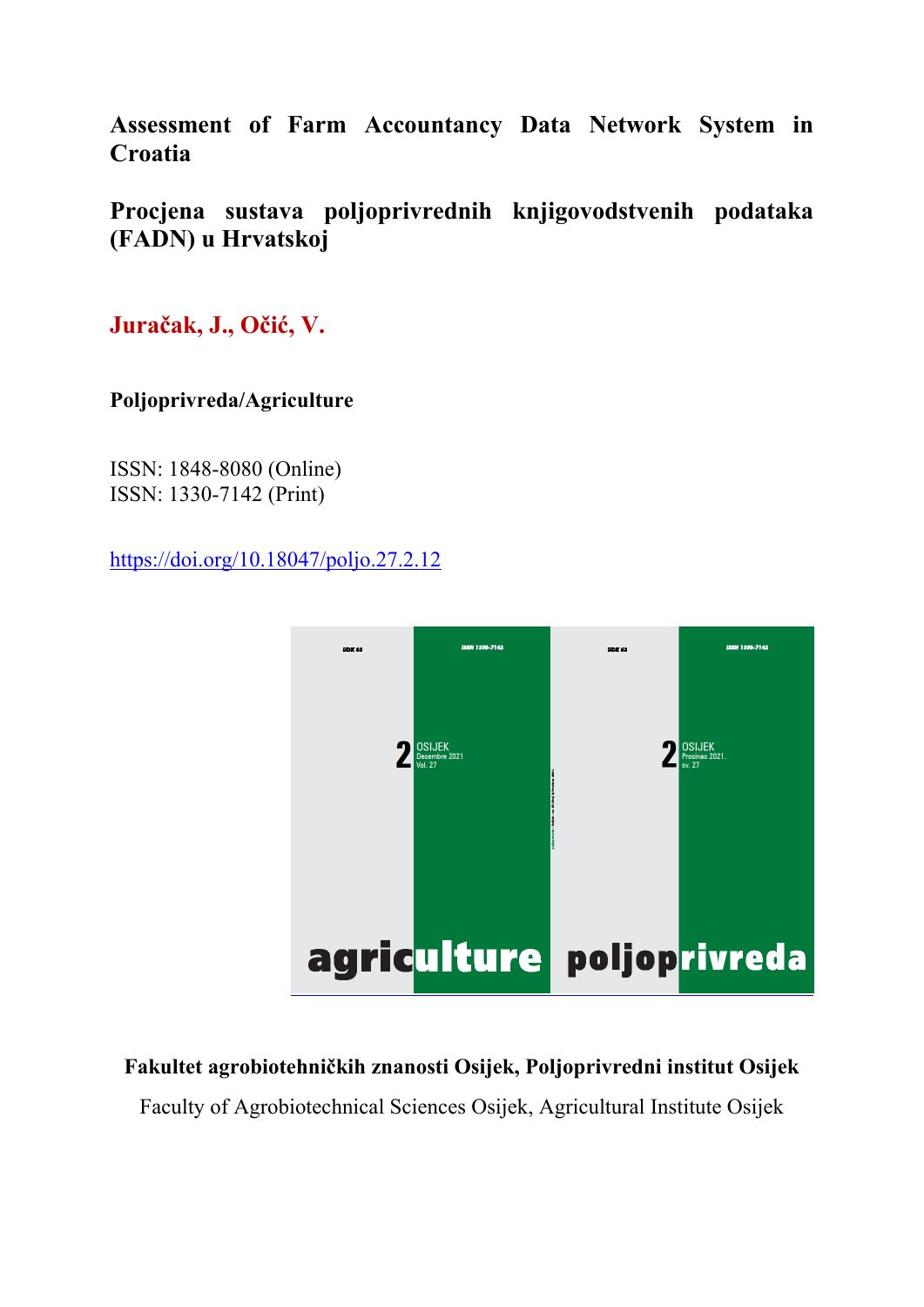# Assessment of Farm Accountancy Data Network System in Croatia

# Procjena sustava poljoprivrednih knjigovodstvenih podataka (FADN) u Hrvatskoj

**Juračak, J., Očić, V.**

**Poljoprivreda/Agriculture**

ISSN: 1848-8080 (Online)
ISSN: 1330-7142 (Print)

https://doi.org/10.18047/poljo.27.2.12

**Fakultet agrobiotehničkih znanosti Osijek, Poljoprivredni institut Osijek**

Faculty of Agrobiotechnical Sciences Osijek, Agricultural Institute Osijek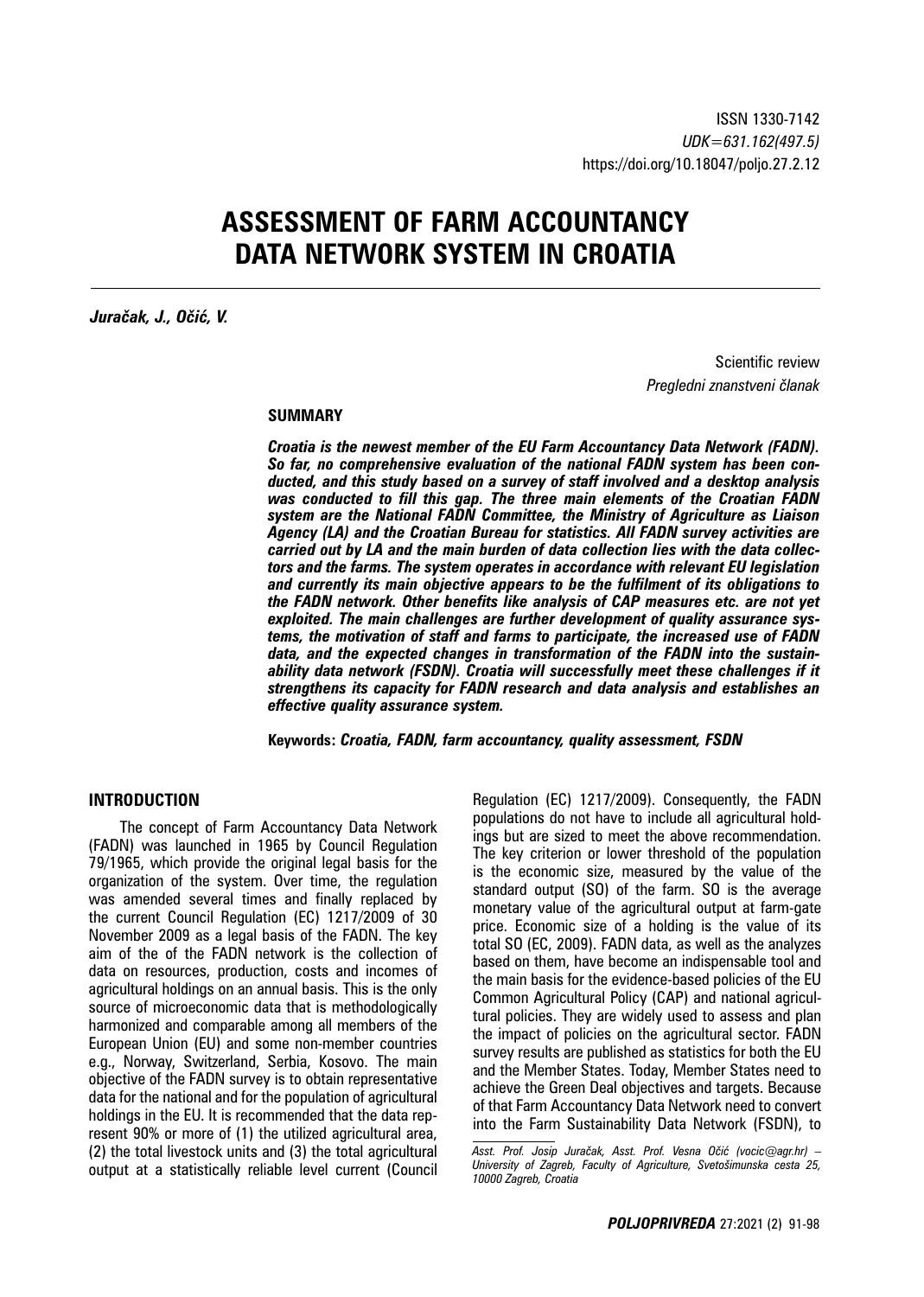ISSN 1330-7142
*UDK=631.162(497.5)*
https://doi.org/10.18047/poljo.27.2.12

# ASSESSMENT OF FARM ACCOUNTANCY DATA NETWORK SYSTEM IN CROATIA

***Juračak, J., Očić, V.***

Scientific review
*Pregledni znanstveni članak*

## SUMMARY

***Croatia is the newest member of the EU Farm Accountancy Data Network (FADN). So far, no comprehensive evaluation of the national FADN system has been conducted, and this study based on a survey of staff involved and a desktop analysis was conducted to fill this gap. The three main elements of the Croatian FADN system are the National FADN Committee, the Ministry of Agriculture as Liaison Agency (LA) and the Croatian Bureau for statistics. All FADN survey activities are carried out by LA and the main burden of data collection lies with the data collectors and the farms. The system operates in accordance with relevant EU legislation and currently its main objective appears to be the fulfilment of its obligations to the FADN network. Other benefits like analysis of CAP measures etc. are not yet exploited. The main challenges are further development of quality assurance systems, the motivation of staff and farms to participate, the increased use of FADN data, and the expected changes in transformation of the FADN into the sustainability data network (FSDN). Croatia will successfully meet these challenges if it strengthens its capacity for FADN research and data analysis and establishes an effective quality assurance system.***

**Keywords:** ***Croatia, FADN, farm accountancy, quality assessment, FSDN***

## INTRODUCTION

The concept of Farm Accountancy Data Network (FADN) was launched in 1965 by Council Regulation 79/1965, which provide the original legal basis for the organization of the system. Over time, the regulation was amended several times and finally replaced by the current Council Regulation (EC) 1217/2009 of 30 November 2009 as a legal basis of the FADN. The key aim of the of the FADN network is the collection of data on resources, production, costs and incomes of agricultural holdings on an annual basis. This is the only source of microeconomic data that is methodologically harmonized and comparable among all members of the European Union (EU) and some non-member countries e.g., Norway, Switzerland, Serbia, Kosovo. The main objective of the FADN survey is to obtain representative data for the national and for the population of agricultural holdings in the EU. It is recommended that the data represent 90% or more of (1) the utilized agricultural area, (2) the total livestock units and (3) the total agricultural output at a statistically reliable level current (Council Regulation (EC) 1217/2009). Consequently, the FADN populations do not have to include all agricultural holdings but are sized to meet the above recommendation. The key criterion or lower threshold of the population is the economic size, measured by the value of the standard output (SO) of the farm. SO is the average monetary value of the agricultural output at farm-gate price. Economic size of a holding is the value of its total SO (EC, 2009). FADN data, as well as the analyzes based on them, have become an indispensable tool and the main basis for the evidence-based policies of the EU Common Agricultural Policy (CAP) and national agricultural policies. They are widely used to assess and plan the impact of policies on the agricultural sector. FADN survey results are published as statistics for both the EU and the Member States. Today, Member States need to achieve the Green Deal objectives and targets. Because of that Farm Accountancy Data Network need to convert into the Farm Sustainability Data Network (FSDN), to

---

*Asst. Prof. Josip Juračak, Asst. Prof. Vesna Očić (vocic@agr.hr) – University of Zagreb, Faculty of Agriculture, Svetošimunska cesta 25, 10000 Zagreb, Croatia*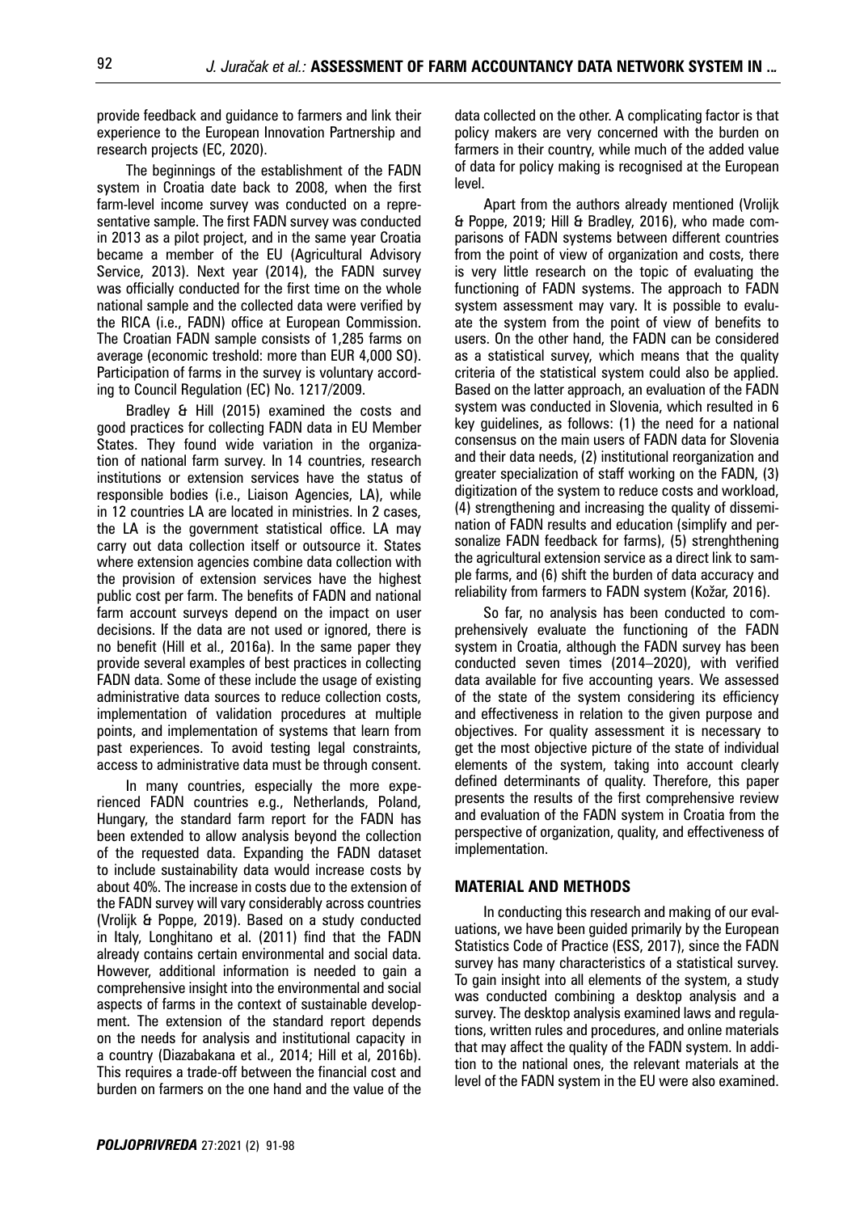provide feedback and guidance to farmers and link their experience to the European Innovation Partnership and research projects (EC, 2020).

The beginnings of the establishment of the FADN system in Croatia date back to 2008, when the first farm-level income survey was conducted on a representative sample. The first FADN survey was conducted in 2013 as a pilot project, and in the same year Croatia became a member of the EU (Agricultural Advisory Service, 2013). Next year (2014), the FADN survey was officially conducted for the first time on the whole national sample and the collected data were verified by the RICA (i.e., FADN) office at European Commission. The Croatian FADN sample consists of 1,285 farms on average (economic treshold: more than EUR 4,000 SO). Participation of farms in the survey is voluntary according to Council Regulation (EC) No. 1217/2009.

Bradley & Hill (2015) examined the costs and good practices for collecting FADN data in EU Member States. They found wide variation in the organization of national farm survey. In 14 countries, research institutions or extension services have the status of responsible bodies (i.e., Liaison Agencies, LA), while in 12 countries LA are located in ministries. In 2 cases, the LA is the government statistical office. LA may carry out data collection itself or outsource it. States where extension agencies combine data collection with the provision of extension services have the highest public cost per farm. The benefits of FADN and national farm account surveys depend on the impact on user decisions. If the data are not used or ignored, there is no benefit (Hill et al., 2016a). In the same paper they provide several examples of best practices in collecting FADN data. Some of these include the usage of existing administrative data sources to reduce collection costs, implementation of validation procedures at multiple points, and implementation of systems that learn from past experiences. To avoid testing legal constraints, access to administrative data must be through consent.

In many countries, especially the more experienced FADN countries e.g., Netherlands, Poland, Hungary, the standard farm report for the FADN has been extended to allow analysis beyond the collection of the requested data. Expanding the FADN dataset to include sustainability data would increase costs by about 40%. The increase in costs due to the extension of the FADN survey will vary considerably across countries (Vrolijk & Poppe, 2019). Based on a study conducted in Italy, Longhitano et al. (2011) find that the FADN already contains certain environmental and social data. However, additional information is needed to gain a comprehensive insight into the environmental and social aspects of farms in the context of sustainable development. The extension of the standard report depends on the needs for analysis and institutional capacity in a country (Diazabakana et al., 2014; Hill et al, 2016b). This requires a trade-off between the financial cost and burden on farmers on the one hand and the value of the data collected on the other. A complicating factor is that policy makers are very concerned with the burden on farmers in their country, while much of the added value of data for policy making is recognised at the European level.

Apart from the authors already mentioned (Vrolijk & Poppe, 2019; Hill & Bradley, 2016), who made comparisons of FADN systems between different countries from the point of view of organization and costs, there is very little research on the topic of evaluating the functioning of FADN systems. The approach to FADN system assessment may vary. It is possible to evaluate the system from the point of view of benefits to users. On the other hand, the FADN can be considered as a statistical survey, which means that the quality criteria of the statistical system could also be applied. Based on the latter approach, an evaluation of the FADN system was conducted in Slovenia, which resulted in 6 key guidelines, as follows: (1) the need for a national consensus on the main users of FADN data for Slovenia and their data needs, (2) institutional reorganization and greater specialization of staff working on the FADN, (3) digitization of the system to reduce costs and workload, (4) strengthening and increasing the quality of dissemination of FADN results and education (simplify and personalize FADN feedback for farms), (5) strenghthening the agricultural extension service as a direct link to sample farms, and (6) shift the burden of data accuracy and reliability from farmers to FADN system (Kožar, 2016).

So far, no analysis has been conducted to comprehensively evaluate the functioning of the FADN system in Croatia, although the FADN survey has been conducted seven times (2014–2020), with verified data available for five accounting years. We assessed of the state of the system considering its efficiency and effectiveness in relation to the given purpose and objectives. For quality assessment it is necessary to get the most objective picture of the state of individual elements of the system, taking into account clearly defined determinants of quality. Therefore, this paper presents the results of the first comprehensive review and evaluation of the FADN system in Croatia from the perspective of organization, quality, and effectiveness of implementation.

## MATERIAL AND METHODS

In conducting this research and making of our evaluations, we have been guided primarily by the European Statistics Code of Practice (ESS, 2017), since the FADN survey has many characteristics of a statistical survey. To gain insight into all elements of the system, a study was conducted combining a desktop analysis and a survey. The desktop analysis examined laws and regulations, written rules and procedures, and online materials that may affect the quality of the FADN system. In addition to the national ones, the relevant materials at the level of the FADN system in the EU were also examined.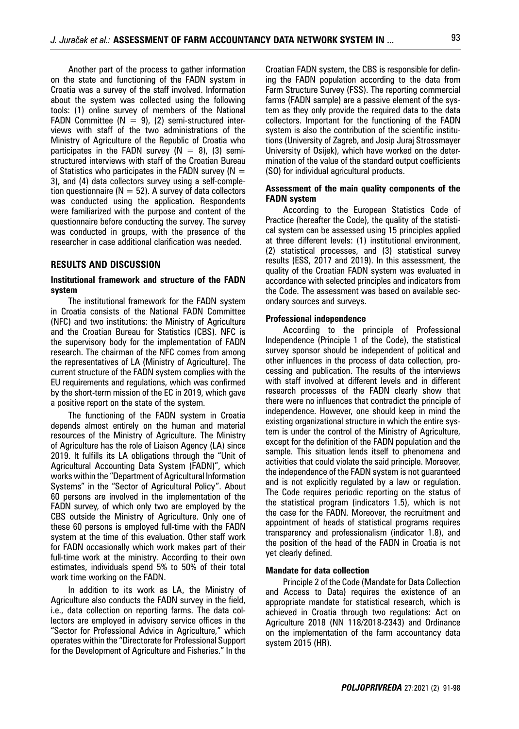Another part of the process to gather information on the state and functioning of the FADN system in Croatia was a survey of the staff involved. Information about the system was collected using the following tools: (1) online survey of members of the National FADN Committee ($N = 9$), (2) semi-structured interviews with staff of the two administrations of the Ministry of Agriculture of the Republic of Croatia who participates in the FADN survey ($N = 8$), (3) semi-structured interviews with staff of the Croatian Bureau of Statistics who participates in the FADN survey ($N = 3$), and (4) data collectors survey using a self-completion questionnaire ($N = 52$). A survey of data collectors was conducted using the application. Respondents were familiarized with the purpose and content of the questionnaire before conducting the survey. The survey was conducted in groups, with the presence of the researcher in case additional clarification was needed.

## RESULTS AND DISCUSSION

### Institutional framework and structure of the FADN system

The institutional framework for the FADN system in Croatia consists of the National FADN Committee (NFC) and two institutions: the Ministry of Agriculture and the Croatian Bureau for Statistics (CBS). NFC is the supervisory body for the implementation of FADN research. The chairman of the NFC comes from among the representatives of LA (Ministry of Agriculture). The current structure of the FADN system complies with the EU requirements and regulations, which was confirmed by the short-term mission of the EC in 2019, which gave a positive report on the state of the system.

The functioning of the FADN system in Croatia depends almost entirely on the human and material resources of the Ministry of Agriculture. The Ministry of Agriculture has the role of Liaison Agency (LA) since 2019. It fulfills its LA obligations through the "Unit of Agricultural Accounting Data System (FADN)", which works within the "Department of Agricultural Information Systems" in the "Sector of Agricultural Policy". About 60 persons are involved in the implementation of the FADN survey, of which only two are employed by the CBS outside the Ministry of Agriculture. Only one of these 60 persons is employed full-time with the FADN system at the time of this evaluation. Other staff work for FADN occasionally which work makes part of their full-time work at the ministry. According to their own estimates, individuals spend 5% to 50% of their total work time working on the FADN.

In addition to its work as LA, the Ministry of Agriculture also conducts the FADN survey in the field, i.e., data collection on reporting farms. The data collectors are employed in advisory service offices in the "Sector for Professional Advice in Agriculture," which operates within the "Directorate for Professional Support for the Development of Agriculture and Fisheries." In the Croatian FADN system, the CBS is responsible for defining the FADN population according to the data from Farm Structure Survey (FSS). The reporting commercial farms (FADN sample) are a passive element of the system as they only provide the required data to the data collectors. Important for the functioning of the FADN system is also the contribution of the scientific institutions (University of Zagreb, and Josip Juraj Strossmayer University of Osijek), which have worked on the determination of the value of the standard output coefficients (SO) for individual agricultural products.

### Assessment of the main quality components of the FADN system

According to the European Statistics Code of Practice (hereafter the Code), the quality of the statistical system can be assessed using 15 principles applied at three different levels: (1) institutional environment, (2) statistical processes, and (3) statistical survey results (ESS, 2017 and 2019). In this assessment, the quality of the Croatian FADN system was evaluated in accordance with selected principles and indicators from the Code. The assessment was based on available secondary sources and surveys.

#### Professional independence

According to the principle of Professional Independence (Principle 1 of the Code), the statistical survey sponsor should be independent of political and other influences in the process of data collection, processing and publication. The results of the interviews with staff involved at different levels and in different research processes of the FADN clearly show that there were no influences that contradict the principle of independence. However, one should keep in mind the existing organizational structure in which the entire system is under the control of the Ministry of Agriculture, except for the definition of the FADN population and the sample. This situation lends itself to phenomena and activities that could violate the said principle. Moreover, the independence of the FADN system is not guaranteed and is not explicitly regulated by a law or regulation. The Code requires periodic reporting on the status of the statistical program (indicators 1.5), which is not the case for the FADN. Moreover, the recruitment and appointment of heads of statistical programs requires transparency and professionalism (indicator 1.8), and the position of the head of the FADN in Croatia is not yet clearly defined.

#### Mandate for data collection

Principle 2 of the Code (Mandate for Data Collection and Access to Data) requires the existence of an appropriate mandate for statistical research, which is achieved in Croatia through two regulations: Act on Agriculture 2018 (NN 118/2018-2343) and Ordinance on the implementation of the farm accountancy data system 2015 (HR).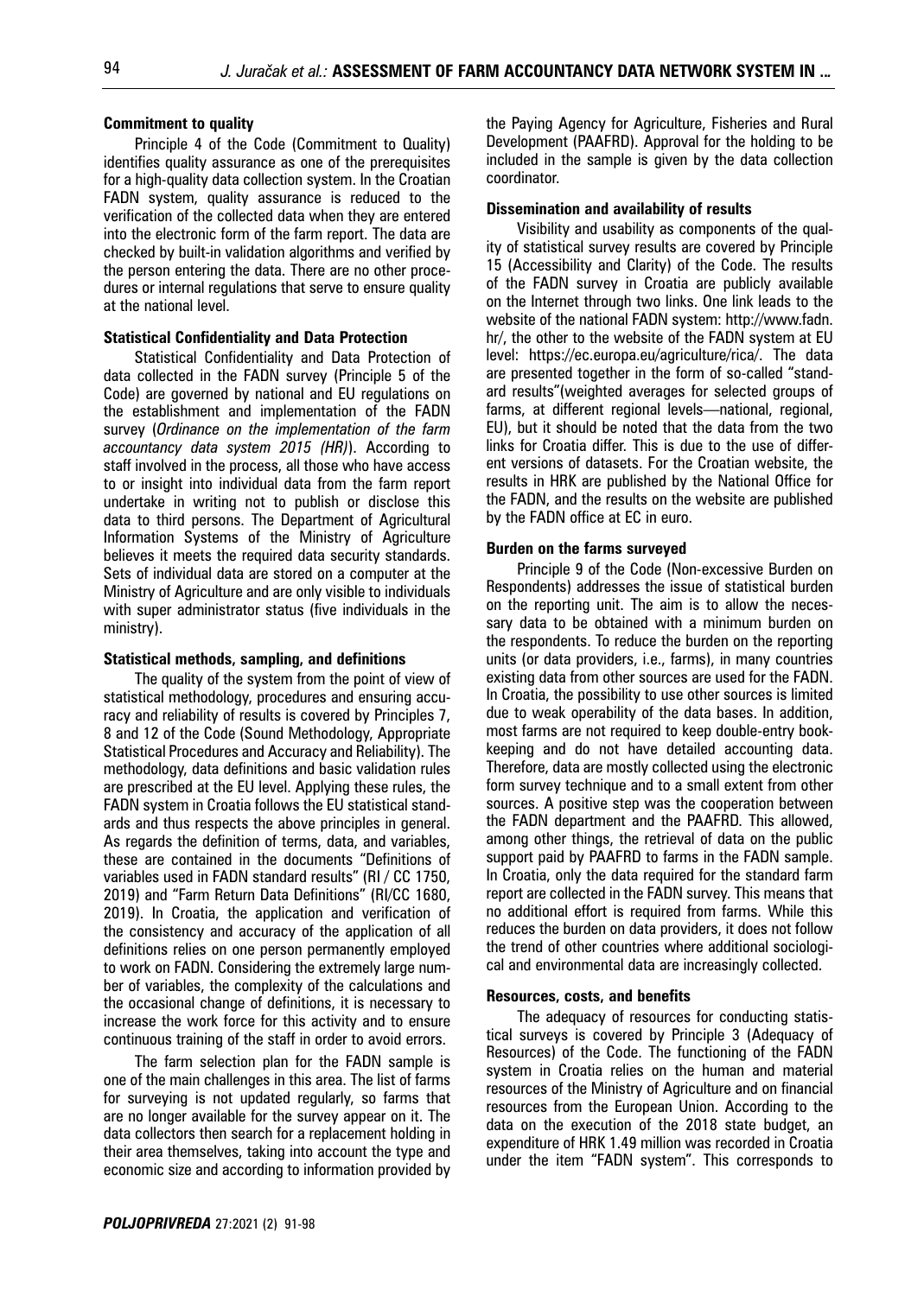### Commitment to quality

Principle 4 of the Code (Commitment to Quality) identifies quality assurance as one of the prerequisites for a high-quality data collection system. In the Croatian FADN system, quality assurance is reduced to the verification of the collected data when they are entered into the electronic form of the farm report. The data are checked by built-in validation algorithms and verified by the person entering the data. There are no other procedures or internal regulations that serve to ensure quality at the national level.

### Statistical Confidentiality and Data Protection

Statistical Confidentiality and Data Protection of data collected in the FADN survey (Principle 5 of the Code) are governed by national and EU regulations on the establishment and implementation of the FADN survey (*Ordinance on the implementation of the farm accountancy data system 2015 (HR)*). According to staff involved in the process, all those who have access to or insight into individual data from the farm report undertake in writing not to publish or disclose this data to third persons. The Department of Agricultural Information Systems of the Ministry of Agriculture believes it meets the required data security standards. Sets of individual data are stored on a computer at the Ministry of Agriculture and are only visible to individuals with super administrator status (five individuals in the ministry).

### Statistical methods, sampling, and definitions

The quality of the system from the point of view of statistical methodology, procedures and ensuring accuracy and reliability of results is covered by Principles 7, 8 and 12 of the Code (Sound Methodology, Appropriate Statistical Procedures and Accuracy and Reliability). The methodology, data definitions and basic validation rules are prescribed at the EU level. Applying these rules, the FADN system in Croatia follows the EU statistical standards and thus respects the above principles in general. As regards the definition of terms, data, and variables, these are contained in the documents "Definitions of variables used in FADN standard results" (RI / CC 1750, 2019) and "Farm Return Data Definitions" (RI/CC 1680, 2019). In Croatia, the application and verification of the consistency and accuracy of the application of all definitions relies on one person permanently employed to work on FADN. Considering the extremely large number of variables, the complexity of the calculations and the occasional change of definitions, it is necessary to increase the work force for this activity and to ensure continuous training of the staff in order to avoid errors.

The farm selection plan for the FADN sample is one of the main challenges in this area. The list of farms for surveying is not updated regularly, so farms that are no longer available for the survey appear on it. The data collectors then search for a replacement holding in their area themselves, taking into account the type and economic size and according to information provided by the Paying Agency for Agriculture, Fisheries and Rural Development (PAAFRD). Approval for the holding to be included in the sample is given by the data collection coordinator.

### Dissemination and availability of results

Visibility and usability as components of the quality of statistical survey results are covered by Principle 15 (Accessibility and Clarity) of the Code. The results of the FADN survey in Croatia are publicly available on the Internet through two links. One link leads to the website of the national FADN system: http://www.fadn.hr/, the other to the website of the FADN system at EU level: https://ec.europa.eu/agriculture/rica/. The data are presented together in the form of so-called "standard results"(weighted averages for selected groups of farms, at different regional levels—national, regional, EU), but it should be noted that the data from the two links for Croatia differ. This is due to the use of different versions of datasets. For the Croatian website, the results in HRK are published by the National Office for the FADN, and the results on the website are published by the FADN office at EC in euro.

### Burden on the farms surveyed

Principle 9 of the Code (Non-excessive Burden on Respondents) addresses the issue of statistical burden on the reporting unit. The aim is to allow the necessary data to be obtained with a minimum burden on the respondents. To reduce the burden on the reporting units (or data providers, i.e., farms), in many countries existing data from other sources are used for the FADN. In Croatia, the possibility to use other sources is limited due to weak operability of the data bases. In addition, most farms are not required to keep double-entry bookkeeping and do not have detailed accounting data. Therefore, data are mostly collected using the electronic form survey technique and to a small extent from other sources. A positive step was the cooperation between the FADN department and the PAAFRD. This allowed, among other things, the retrieval of data on the public support paid by PAAFRD to farms in the FADN sample. In Croatia, only the data required for the standard farm report are collected in the FADN survey. This means that no additional effort is required from farms. While this reduces the burden on data providers, it does not follow the trend of other countries where additional sociological and environmental data are increasingly collected.

### Resources, costs, and benefits

The adequacy of resources for conducting statistical surveys is covered by Principle 3 (Adequacy of Resources) of the Code. The functioning of the FADN system in Croatia relies on the human and material resources of the Ministry of Agriculture and on financial resources from the European Union. According to the data on the execution of the 2018 state budget, an expenditure of HRK 1.49 million was recorded in Croatia under the item "FADN system". This corresponds to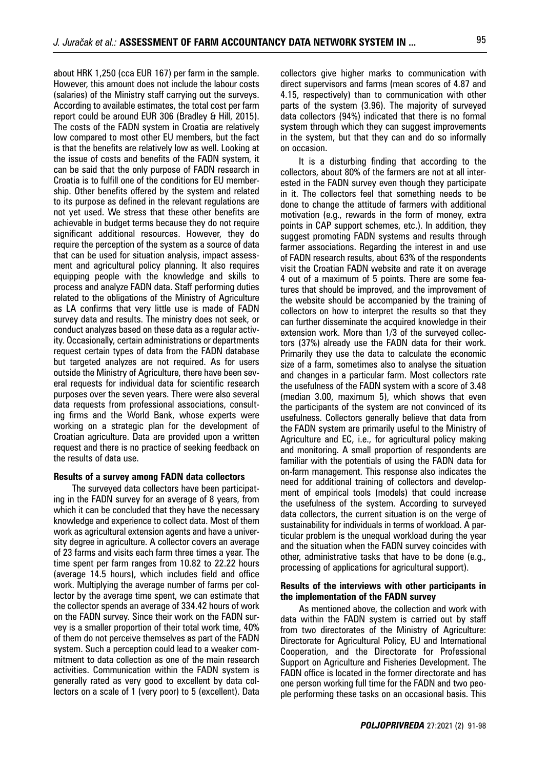about HRK 1,250 (cca EUR 167) per farm in the sample. However, this amount does not include the labour costs (salaries) of the Ministry staff carrying out the surveys. According to available estimates, the total cost per farm report could be around EUR 306 (Bradley & Hill, 2015). The costs of the FADN system in Croatia are relatively low compared to most other EU members, but the fact is that the benefits are relatively low as well. Looking at the issue of costs and benefits of the FADN system, it can be said that the only purpose of FADN research in Croatia is to fulfill one of the conditions for EU membership. Other benefits offered by the system and related to its purpose as defined in the relevant regulations are not yet used. We stress that these other benefits are achievable in budget terms because they do not require significant additional resources. However, they do require the perception of the system as a source of data that can be used for situation analysis, impact assessment and agricultural policy planning. It also requires equipping people with the knowledge and skills to process and analyze FADN data. Staff performing duties related to the obligations of the Ministry of Agriculture as LA confirms that very little use is made of FADN survey data and results. The ministry does not seek, or conduct analyzes based on these data as a regular activity. Occasionally, certain administrations or departments request certain types of data from the FADN database but targeted analyzes are not required. As for users outside the Ministry of Agriculture, there have been several requests for individual data for scientific research purposes over the seven years. There were also several data requests from professional associations, consulting firms and the World Bank, whose experts were working on a strategic plan for the development of Croatian agriculture. Data are provided upon a written request and there is no practice of seeking feedback on the results of data use.

**Results of a survey among FADN data collectors**

The surveyed data collectors have been participating in the FADN survey for an average of 8 years, from which it can be concluded that they have the necessary knowledge and experience to collect data. Most of them work as agricultural extension agents and have a university degree in agriculture. A collector covers an average of 23 farms and visits each farm three times a year. The time spent per farm ranges from 10.82 to 22.22 hours (average 14.5 hours), which includes field and office work. Multiplying the average number of farms per collector by the average time spent, we can estimate that the collector spends an average of 334.42 hours of work on the FADN survey. Since their work on the FADN survey is a smaller proportion of their total work time, 40% of them do not perceive themselves as part of the FADN system. Such a perception could lead to a weaker commitment to data collection as one of the main research activities. Communication within the FADN system is generally rated as very good to excellent by data collectors on a scale of 1 (very poor) to 5 (excellent). Data collectors give higher marks to communication with direct supervisors and farms (mean scores of 4.87 and 4.15, respectively) than to communication with other parts of the system (3.96). The majority of surveyed data collectors (94%) indicated that there is no formal system through which they can suggest improvements in the system, but that they can and do so informally on occasion.

It is a disturbing finding that according to the collectors, about 80% of the farmers are not at all interested in the FADN survey even though they participate in it. The collectors feel that something needs to be done to change the attitude of farmers with additional motivation (e.g., rewards in the form of money, extra points in CAP support schemes, etc.). In addition, they suggest promoting FADN systems and results through farmer associations. Regarding the interest in and use of FADN research results, about 63% of the respondents visit the Croatian FADN website and rate it on average 4 out of a maximum of 5 points. There are some features that should be improved, and the improvement of the website should be accompanied by the training of collectors on how to interpret the results so that they can further disseminate the acquired knowledge in their extension work. More than 1/3 of the surveyed collectors (37%) already use the FADN data for their work. Primarily they use the data to calculate the economic size of a farm, sometimes also to analyse the situation and changes in a particular farm. Most collectors rate the usefulness of the FADN system with a score of 3.48 (median 3.00, maximum 5), which shows that even the participants of the system are not convinced of its usefulness. Collectors generally believe that data from the FADN system are primarily useful to the Ministry of Agriculture and EC, i.e., for agricultural policy making and monitoring. A small proportion of respondents are familiar with the potentials of using the FADN data for on-farm management. This response also indicates the need for additional training of collectors and development of empirical tools (models) that could increase the usefulness of the system. According to surveyed data collectors, the current situation is on the verge of sustainability for individuals in terms of workload. A particular problem is the unequal workload during the year and the situation when the FADN survey coincides with other, administrative tasks that have to be done (e.g., processing of applications for agricultural support).

**Results of the interviews with other participants in the implementation of the FADN survey**

As mentioned above, the collection and work with data within the FADN system is carried out by staff from two directorates of the Ministry of Agriculture: Directorate for Agricultural Policy, EU and International Cooperation, and the Directorate for Professional Support on Agriculture and Fisheries Development. The FADN office is located in the former directorate and has one person working full time for the FADN and two people performing these tasks on an occasional basis. This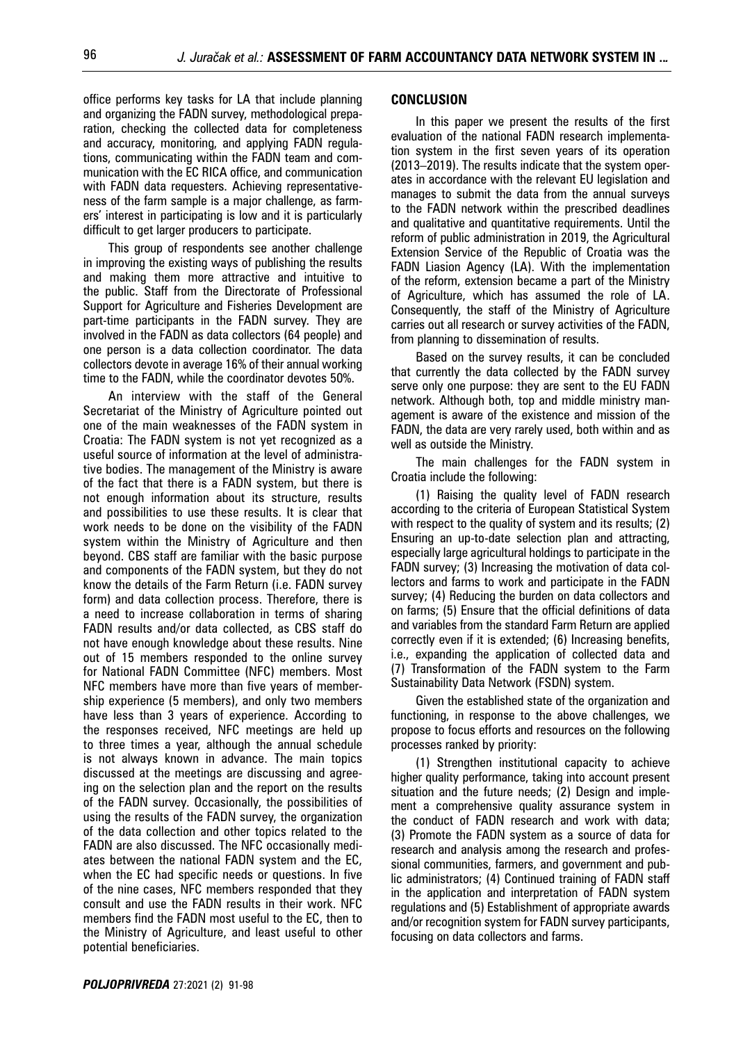office performs key tasks for LA that include planning and organizing the FADN survey, methodological preparation, checking the collected data for completeness and accuracy, monitoring, and applying FADN regulations, communicating within the FADN team and communication with the EC RICA office, and communication with FADN data requesters. Achieving representativeness of the farm sample is a major challenge, as farmers' interest in participating is low and it is particularly difficult to get larger producers to participate.

This group of respondents see another challenge in improving the existing ways of publishing the results and making them more attractive and intuitive to the public. Staff from the Directorate of Professional Support for Agriculture and Fisheries Development are part-time participants in the FADN survey. They are involved in the FADN as data collectors (64 people) and one person is a data collection coordinator. The data collectors devote in average 16% of their annual working time to the FADN, while the coordinator devotes 50%.

An interview with the staff of the General Secretariat of the Ministry of Agriculture pointed out one of the main weaknesses of the FADN system in Croatia: The FADN system is not yet recognized as a useful source of information at the level of administrative bodies. The management of the Ministry is aware of the fact that there is a FADN system, but there is not enough information about its structure, results and possibilities to use these results. It is clear that work needs to be done on the visibility of the FADN system within the Ministry of Agriculture and then beyond. CBS staff are familiar with the basic purpose and components of the FADN system, but they do not know the details of the Farm Return (i.e. FADN survey form) and data collection process. Therefore, there is a need to increase collaboration in terms of sharing FADN results and/or data collected, as CBS staff do not have enough knowledge about these results. Nine out of 15 members responded to the online survey for National FADN Committee (NFC) members. Most NFC members have more than five years of membership experience (5 members), and only two members have less than 3 years of experience. According to the responses received, NFC meetings are held up to three times a year, although the annual schedule is not always known in advance. The main topics discussed at the meetings are discussing and agreeing on the selection plan and the report on the results of the FADN survey. Occasionally, the possibilities of using the results of the FADN survey, the organization of the data collection and other topics related to the FADN are also discussed. The NFC occasionally mediates between the national FADN system and the EC, when the EC had specific needs or questions. In five of the nine cases, NFC members responded that they consult and use the FADN results in their work. NFC members find the FADN most useful to the EC, then to the Ministry of Agriculture, and least useful to other potential beneficiaries.

## CONCLUSION

In this paper we present the results of the first evaluation of the national FADN research implementation system in the first seven years of its operation (2013–2019). The results indicate that the system operates in accordance with the relevant EU legislation and manages to submit the data from the annual surveys to the FADN network within the prescribed deadlines and qualitative and quantitative requirements. Until the reform of public administration in 2019, the Agricultural Extension Service of the Republic of Croatia was the FADN Liasion Agency (LA). With the implementation of the reform, extension became a part of the Ministry of Agriculture, which has assumed the role of LA. Consequently, the staff of the Ministry of Agriculture carries out all research or survey activities of the FADN, from planning to dissemination of results.

Based on the survey results, it can be concluded that currently the data collected by the FADN survey serve only one purpose: they are sent to the EU FADN network. Although both, top and middle ministry management is aware of the existence and mission of the FADN, the data are very rarely used, both within and as well as outside the Ministry.

The main challenges for the FADN system in Croatia include the following:

(1) Raising the quality level of FADN research according to the criteria of European Statistical System with respect to the quality of system and its results; (2) Ensuring an up-to-date selection plan and attracting, especially large agricultural holdings to participate in the FADN survey; (3) Increasing the motivation of data collectors and farms to work and participate in the FADN survey; (4) Reducing the burden on data collectors and on farms; (5) Ensure that the official definitions of data and variables from the standard Farm Return are applied correctly even if it is extended; (6) Increasing benefits, i.e., expanding the application of collected data and (7) Transformation of the FADN system to the Farm Sustainability Data Network (FSDN) system.

Given the established state of the organization and functioning, in response to the above challenges, we propose to focus efforts and resources on the following processes ranked by priority:

(1) Strengthen institutional capacity to achieve higher quality performance, taking into account present situation and the future needs; (2) Design and implement a comprehensive quality assurance system in the conduct of FADN research and work with data; (3) Promote the FADN system as a source of data for research and analysis among the research and professional communities, farmers, and government and public administrators; (4) Continued training of FADN staff in the application and interpretation of FADN system regulations and (5) Establishment of appropriate awards and/or recognition system for FADN survey participants, focusing on data collectors and farms.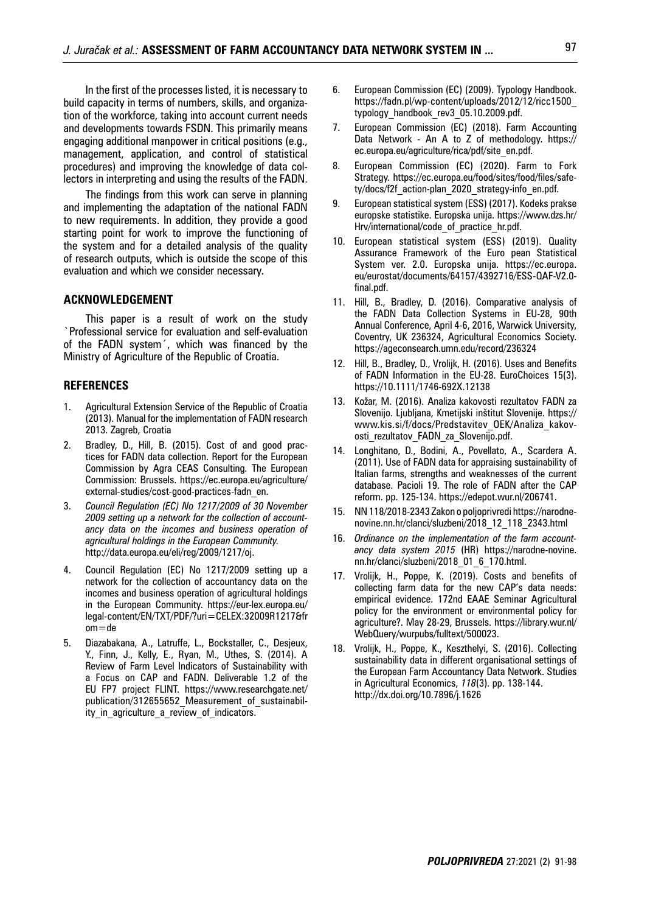In the first of the processes listed, it is necessary to build capacity in terms of numbers, skills, and organization of the workforce, taking into account current needs and developments towards FSDN. This primarily means engaging additional manpower in critical positions (e.g., management, application, and control of statistical procedures) and improving the knowledge of data collectors in interpreting and using the results of the FADN.

The findings from this work can serve in planning and implementing the adaptation of the national FADN to new requirements. In addition, they provide a good starting point for work to improve the functioning of the system and for a detailed analysis of the quality of research outputs, which is outside the scope of this evaluation and which we consider necessary.

## ACKNOWLEDGEMENT

This paper is a result of work on the study `Professional service for evaluation and self-evaluation of the FADN system´, which was financed by the Ministry of Agriculture of the Republic of Croatia.

## REFERENCES

1. Agricultural Extension Service of the Republic of Croatia (2013). Manual for the implementation of FADN research 2013. Zagreb, Croatia
2. Bradley, D., Hill, B. (2015). Cost of and good practices for FADN data collection. Report for the European Commission by Agra CEAS Consulting. The European Commission: Brussels. https://ec.europa.eu/agriculture/external-studies/cost-good-practices-fadn_en.
3. *Council Regulation (EC) No 1217/2009 of 30 November 2009 setting up a network for the collection of accountancy data on the incomes and business operation of agricultural holdings in the European Community.* http://data.europa.eu/eli/reg/2009/1217/oj.
4. Council Regulation (EC) No 1217/2009 setting up a network for the collection of accountancy data on the incomes and business operation of agricultural holdings in the European Community. https://eur-lex.europa.eu/legal-content/EN/TXT/PDF/?uri=CELEX:32009R1217&from=de
5. Diazabakana, A., Latruffe, L., Bockstaller, C., Desjeux, Y., Finn, J., Kelly, E., Ryan, M., Uthes, S. (2014). A Review of Farm Level Indicators of Sustainability with a Focus on CAP and FADN. Deliverable 1.2 of the EU FP7 project FLINT. https://www.researchgate.net/publication/312655652_Measurement_of_sustainability_in_agriculture_a_review_of_indicators.
6. European Commission (EC) (2009). Typology Handbook. https://fadn.pl/wp-content/uploads/2012/12/ricc1500_typology_handbook_rev3_05.10.2009.pdf.
7. European Commission (EC) (2018). Farm Accounting Data Network - An A to Z of methodology. https://ec.europa.eu/agriculture/rica/pdf/site_en.pdf.
8. European Commission (EC) (2020). Farm to Fork Strategy. https://ec.europa.eu/food/sites/food/files/safety/docs/f2f_action-plan_2020_strategy-info_en.pdf.
9. European statistical system (ESS) (2017). Kodeks prakse europske statistike. Europska unija. https://www.dzs.hr/Hrv/international/code_of_practice_hr.pdf.
10. European statistical system (ESS) (2019). Quality Assurance Framework of the Euro pean Statistical System ver. 2.0. Europska unija. https://ec.europa.eu/eurostat/documents/64157/4392716/ESS-QAF-V2.0-final.pdf.
11. Hill, B., Bradley, D. (2016). Comparative analysis of the FADN Data Collection Systems in EU-28, 90th Annual Conference, April 4-6, 2016, Warwick University, Coventry, UK 236324, Agricultural Economics Society. https://ageconsearch.umn.edu/record/236324
12. Hill, B., Bradley, D., Vrolijk, H. (2016). Uses and Benefits of FADN Information in the EU-28. EuroChoices 15(3). https://10.1111/1746-692X.12138
13. Kožar, M. (2016). Analiza kakovosti rezultatov FADN za Slovenijo. Ljubljana, Kmetijski inštitut Slovenije. https://www.kis.si/f/docs/Predstavitev_OEK/Analiza_kakovosti_rezultatov_FADN_za_Slovenijo.pdf.
14. Longhitano, D., Bodini, A., Povellato, A., Scardera A. (2011). Use of FADN data for appraising sustainability of Italian farms, strengths and weaknesses of the current database. Pacioli 19. The role of FADN after the CAP reform. pp. 125-134. https://edepot.wur.nl/206741.
15. NN 118/2018-2343 Zakon o poljoprivredi https://narodne-novine.nn.hr/clanci/sluzbeni/2018_12_118_2343.html
16. *Ordinance on the implementation of the farm accountancy data system 2015* (HR) https://narodne-novine.nn.hr/clanci/sluzbeni/2018_01_6_170.html.
17. Vrolijk, H., Poppe, K. (2019). Costs and benefits of collecting farm data for the new CAP's data needs: empirical evidence. 172nd EAAE Seminar Agricultural policy for the environment or environmental policy for agriculture?. May 28-29, Brussels. https://library.wur.nl/WebQuery/wurpubs/fulltext/500023.
18. Vrolijk, H., Poppe, K., Keszthelyi, S. (2016). Collecting sustainability data in different organisational settings of the European Farm Accountancy Data Network. Studies in Agricultural Economics, *118*(3). pp. 138-144. http://dx.doi.org/10.7896/j.1626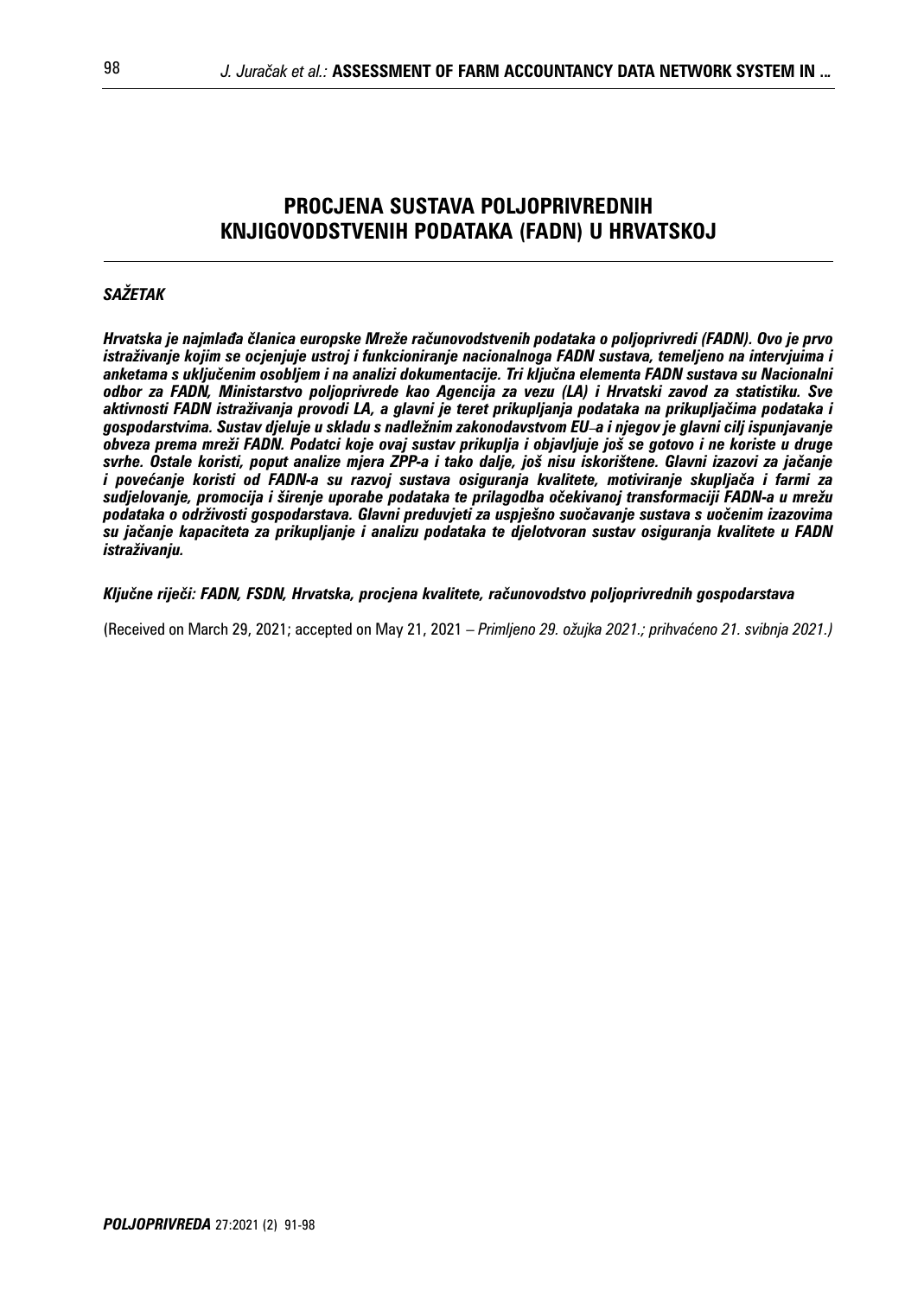# PROCJENA SUSTAVA POLJOPRIVREDNIH KNJIGOVODSTVENIH PODATAKA (FADN) U HRVATSKOJ

## *SAŽETAK*

***Hrvatska je najmlađa članica europske Mreže računovodstvenih podataka o poljoprivredi (FADN). Ovo je prvo istraživanje kojim se ocjenjuje ustroj i funkcioniranje nacionalnoga FADN sustava, temeljeno na intervjuima i anketama s uključenim osobljem i na analizi dokumentacije. Tri ključna elementa FADN sustava su Nacionalni odbor za FADN, Ministarstvo poljoprivrede kao Agencija za vezu (LA) i Hrvatski zavod za statistiku. Sve aktivnosti FADN istraživanja provodi LA, a glavni je teret prikupljanja podataka na prikupljačima podataka i gospodarstvima. Sustav djeluje u skladu s nadležnim zakonodavstvom EU–a i njegov je glavni cilj ispunjavanje obveza prema mreži FADN. Podatci koje ovaj sustav prikuplja i objavljuje još se gotovo i ne koriste u druge svrhe. Ostale koristi, poput analize mjera ZPP-a i tako dalje, još nisu iskorištene. Glavni izazovi za jačanje i povećanje koristi od FADN-a su razvoj sustava osiguranja kvalitete, motiviranje skupljača i farmi za sudjelovanje, promocija i širenje uporabe podataka te prilagodba očekivanoj transformaciji FADN-a u mrežu podataka o održivosti gospodarstava. Glavni preduvjeti za uspješno suočavanje sustava s uočenim izazovima su jačanje kapaciteta za prikupljanje i analizu podataka te djelotvoran sustav osiguranja kvalitete u FADN istraživanju.***

***Ključne riječi: FADN, FSDN, Hrvatska, procjena kvalitete, računovodstvo poljoprivrednih gospodarstava***

(Received on March 29, 2021; accepted on May 21, 2021 – *Primljeno 29. ožujka 2021.; prihvaćeno 21. svibnja 2021.)*